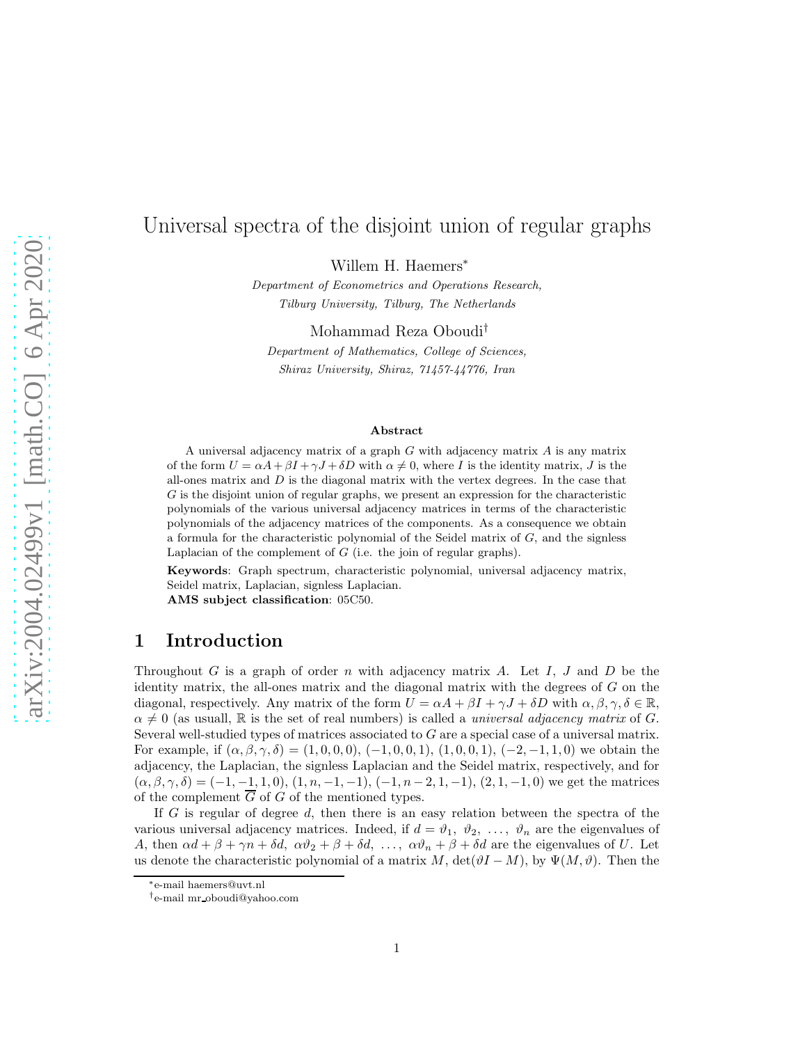# Universal spectra of the disjoint union of regular graphs

Willem H. Haemers*

*Department of Econometrics and Operations Research, Tilburg University, Tilburg, The Netherlands*

Mohammad Reza Oboudi†

*Department of Mathematics, College of Sciences, Shiraz University, Shiraz, 71457-44776, Iran*

### Abstract

A universal adjacency matrix of a graph $G$ with adjacency matrix $A$ is any matrix of the form $U = \alpha A + \beta I + \gamma J + \delta D$ with $\alpha \neq 0$, where $I$ is the identity matrix, $J$ is the all-ones matrix and $D$ is the diagonal matrix with the vertex degrees. In the case that $G$ is the disjoint union of regular graphs, we present an expression for the characteristic polynomials of the various universal adjacency matrices in terms of the characteristic polynomials of the adjacency matrices of the components. As a consequence we obtain a formula for the characteristic polynomial of the Seidel matrix of $G$, and the signless Laplacian of the complement of $G$ (i.e. the join of regular graphs).

**Keywords**: Graph spectrum, characteristic polynomial, universal adjacency matrix, Seidel matrix, Laplacian, signless Laplacian.

**AMS subject classification**: 05C50.

## 1 Introduction

Throughout $G$ is a graph of order $n$ with adjacency matrix $A$. Let $I$, $J$ and $D$ be the identity matrix, the all-ones matrix and the diagonal matrix with the degrees of $G$ on the diagonal, respectively. Any matrix of the form $U = \alpha A + \beta I + \gamma J + \delta D$ with $\alpha, \beta, \gamma, \delta \in \mathbb{R}$, $\alpha \neq 0$ (as usuall, $\mathbb{R}$ is the set of real numbers) is called a *universal adjacency matrix* of $G$. Several well-studied types of matrices associated to $G$ are a special case of a universal matrix. For example, if $(\alpha, \beta, \gamma, \delta) = (1, 0, 0, 0)$, $(-1, 0, 0, 1)$, $(1, 0, 0, 1)$, $(-2, -1, 1, 0)$ we obtain the adjacency, the Laplacian, the signless Laplacian and the Seidel matrix, respectively, and for $(\alpha, \beta, \gamma, \delta) = (-1, -1, 1, 0)$, $(1, n, -1, -1)$, $(-1, n-2, 1, -1)$, $(2, 1, -1, 0)$ we get the matrices of the complement $\overline{G}$ of $G$ of the mentioned types.

If $G$ is regular of degree $d$, then there is an easy relation between the spectra of the various universal adjacency matrices. Indeed, if $d = \vartheta_1, \vartheta_2, \ldots, \vartheta_n$ are the eigenvalues of $A$, then $\alpha d + \beta + \gamma n + \delta d$, $\alpha\vartheta_2 + \beta + \delta d$, $\ldots$, $\alpha\vartheta_n + \beta + \delta d$ are the eigenvalues of $U$. Let us denote the characteristic polynomial of a matrix $M$, $\det(\vartheta I - M)$, by $\Psi(M, \vartheta)$. Then the

*e-mail haemers@uvt.nl

†e-mail mr_oboudi@yahoo.com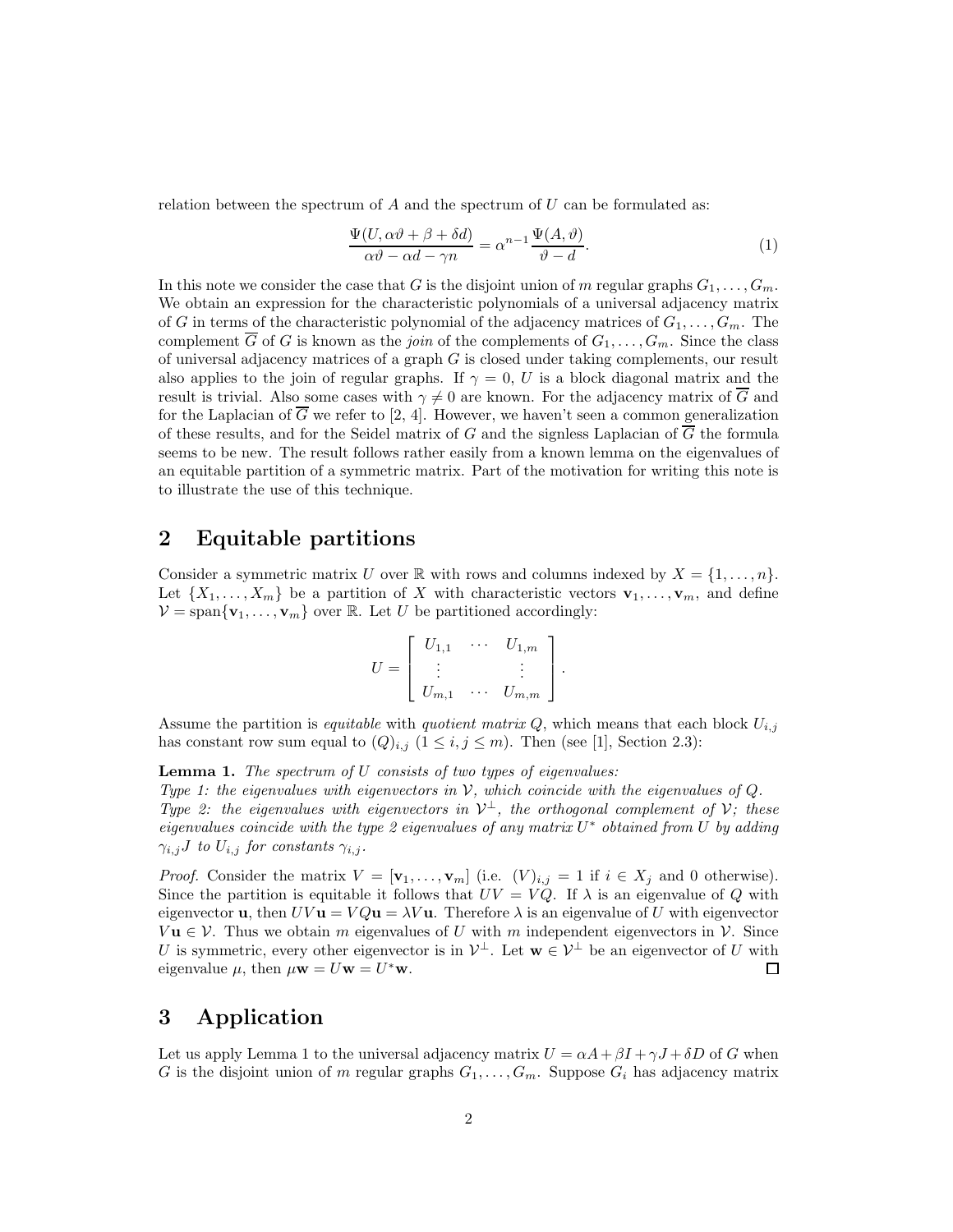relation between the spectrum of $A$ and the spectrum of $U$ can be formulated as:

$$\frac{\Psi(U, \alpha\vartheta + \beta + \delta d)}{\alpha\vartheta - \alpha d - \gamma n} = \alpha^{n-1} \frac{\Psi(A, \vartheta)}{\vartheta - d}. \tag{1}$$

In this note we consider the case that $G$ is the disjoint union of $m$ regular graphs $G_1, \ldots, G_m$. We obtain an expression for the characteristic polynomials of a universal adjacency matrix of $G$ in terms of the characteristic polynomial of the adjacency matrices of $G_1, \ldots, G_m$. The complement $\overline{G}$ of $G$ is known as the *join* of the complements of $G_1, \ldots, G_m$. Since the class of universal adjacency matrices of a graph $G$ is closed under taking complements, our result also applies to the join of regular graphs. If $\gamma = 0$, $U$ is a block diagonal matrix and the result is trivial. Also some cases with $\gamma \neq 0$ are known. For the adjacency matrix of $\overline{G}$ and for the Laplacian of $\overline{G}$ we refer to [2, 4]. However, we haven't seen a common generalization of these results, and for the Seidel matrix of $G$ and the signless Laplacian of $\overline{G}$ the formula seems to be new. The result follows rather easily from a known lemma on the eigenvalues of an equitable partition of a symmetric matrix. Part of the motivation for writing this note is to illustrate the use of this technique.

## 2 Equitable partitions

Consider a symmetric matrix $U$ over $\mathbb{R}$ with rows and columns indexed by $X = \{1, \ldots, n\}$. Let $\{X_1, \ldots, X_m\}$ be a partition of $X$ with characteristic vectors $\mathbf{v}_1, \ldots, \mathbf{v}_m$, and define $\mathcal{V} = \text{span}\{\mathbf{v}_1, \ldots, \mathbf{v}_m\}$ over $\mathbb{R}$. Let $U$ be partitioned accordingly:

$$U = \begin{bmatrix} U_{1,1} & \cdots & U_{1,m} \\ \vdots & & \vdots \\ U_{m,1} & \cdots & U_{m,m} \end{bmatrix}.$$

Assume the partition is *equitable* with *quotient matrix* $Q$, which means that each block $U_{i,j}$ has constant row sum equal to $(Q)_{i,j}$ $(1 \leq i, j \leq m)$. Then (see [1], Section 2.3):

**Lemma 1.** *The spectrum of $U$ consists of two types of eigenvalues:*
*Type 1: the eigenvalues with eigenvectors in $\mathcal{V}$, which coincide with the eigenvalues of $Q$.*
*Type 2: the eigenvalues with eigenvectors in $\mathcal{V}^\perp$, the orthogonal complement of $\mathcal{V}$; these eigenvalues coincide with the type 2 eigenvalues of any matrix $U^*$ obtained from $U$ by adding $\gamma_{i,j}J$ to $U_{i,j}$ for constants $\gamma_{i,j}$.*

*Proof.* Consider the matrix $V = [\mathbf{v}_1, \ldots, \mathbf{v}_m]$ (i.e. $(V)_{i,j} = 1$ if $i \in X_j$ and 0 otherwise). Since the partition is equitable it follows that $UV = VQ$. If $\lambda$ is an eigenvalue of $Q$ with eigenvector $\mathbf{u}$, then $UV\mathbf{u} = VQ\mathbf{u} = \lambda V\mathbf{u}$. Therefore $\lambda$ is an eigenvalue of $U$ with eigenvector $V\mathbf{u} \in \mathcal{V}$. Thus we obtain $m$ eigenvalues of $U$ with $m$ independent eigenvectors in $\mathcal{V}$. Since $U$ is symmetric, every other eigenvector is in $\mathcal{V}^\perp$. Let $\mathbf{w} \in \mathcal{V}^\perp$ be an eigenvector of $U$ with eigenvalue $\mu$, then $\mu\mathbf{w} = U\mathbf{w} = U^*\mathbf{w}$. $\square$

## 3 Application

Let us apply Lemma 1 to the universal adjacency matrix $U = \alpha A + \beta I + \gamma J + \delta D$ of $G$ when $G$ is the disjoint union of $m$ regular graphs $G_1, \ldots, G_m$. Suppose $G_i$ has adjacency matrix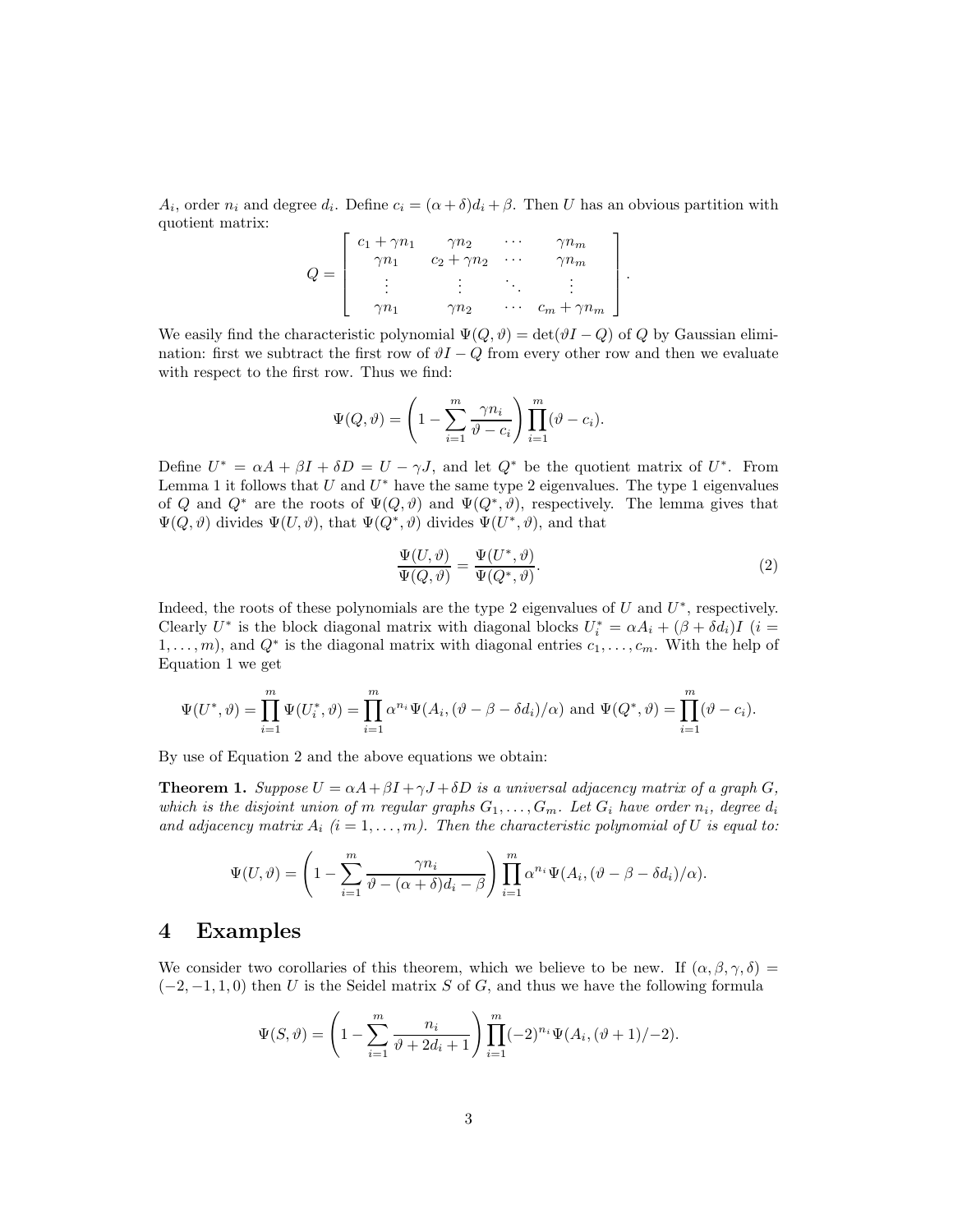$A_i$, order $n_i$ and degree $d_i$. Define $c_i = (\alpha + \delta)d_i + \beta$. Then $U$ has an obvious partition with quotient matrix:

$$Q = \begin{bmatrix} c_1 + \gamma n_1 & \gamma n_2 & \cdots & \gamma n_m \\ \gamma n_1 & c_2 + \gamma n_2 & \cdots & \gamma n_m \\ \vdots & \vdots & \ddots & \vdots \\ \gamma n_1 & \gamma n_2 & \cdots & c_m + \gamma n_m \end{bmatrix}.$$

We easily find the characteristic polynomial $\Psi(Q, \vartheta) = \det(\vartheta I - Q)$ of $Q$ by Gaussian elimination: first we subtract the first row of $\vartheta I - Q$ from every other row and then we evaluate with respect to the first row. Thus we find:

$$\Psi(Q, \vartheta) = \left(1 - \sum_{i=1}^{m} \frac{\gamma n_i}{\vartheta - c_i}\right) \prod_{i=1}^{m} (\vartheta - c_i).$$

Define $U^* = \alpha A + \beta I + \delta D = U - \gamma J$, and let $Q^*$ be the quotient matrix of $U^*$. From Lemma 1 it follows that $U$ and $U^*$ have the same type 2 eigenvalues. The type 1 eigenvalues of $Q$ and $Q^*$ are the roots of $\Psi(Q, \vartheta)$ and $\Psi(Q^*, \vartheta)$, respectively. The lemma gives that $\Psi(Q, \vartheta)$ divides $\Psi(U, \vartheta)$, that $\Psi(Q^*, \vartheta)$ divides $\Psi(U^*, \vartheta)$, and that

$$\frac{\Psi(U, \vartheta)}{\Psi(Q, \vartheta)} = \frac{\Psi(U^*, \vartheta)}{\Psi(Q^*, \vartheta)}. \tag{2}$$

Indeed, the roots of these polynomials are the type 2 eigenvalues of $U$ and $U^*$, respectively. Clearly $U^*$ is the block diagonal matrix with diagonal blocks $U_i^* = \alpha A_i + (\beta + \delta d_i)I$ ($i = 1, \ldots, m$), and $Q^*$ is the diagonal matrix with diagonal entries $c_1, \ldots, c_m$. With the help of Equation 1 we get

$$\Psi(U^*, \vartheta) = \prod_{i=1}^{m} \Psi(U_i^*, \vartheta) = \prod_{i=1}^{m} \alpha^{n_i} \Psi(A_i, (\vartheta - \beta - \delta d_i)/\alpha) \text{ and } \Psi(Q^*, \vartheta) = \prod_{i=1}^{m} (\vartheta - c_i).$$

By use of Equation 2 and the above equations we obtain:

**Theorem 1.** *Suppose $U = \alpha A + \beta I + \gamma J + \delta D$ is a universal adjacency matrix of a graph $G$, which is the disjoint union of $m$ regular graphs $G_1, \ldots, G_m$. Let $G_i$ have order $n_i$, degree $d_i$ and adjacency matrix $A_i$ ($i = 1, \ldots, m$). Then the characteristic polynomial of $U$ is equal to:*

$$\Psi(U, \vartheta) = \left(1 - \sum_{i=1}^{m} \frac{\gamma n_i}{\vartheta - (\alpha + \delta)d_i - \beta}\right) \prod_{i=1}^{m} \alpha^{n_i} \Psi(A_i, (\vartheta - \beta - \delta d_i)/\alpha).$$

## 4 Examples

We consider two corollaries of this theorem, which we believe to be new. If $(\alpha, \beta, \gamma, \delta) = (-2, -1, 1, 0)$ then $U$ is the Seidel matrix $S$ of $G$, and thus we have the following formula

$$\Psi(S, \vartheta) = \left(1 - \sum_{i=1}^{m} \frac{n_i}{\vartheta + 2d_i + 1}\right) \prod_{i=1}^{m} (-2)^{n_i} \Psi(A_i, (\vartheta + 1)/-2).$$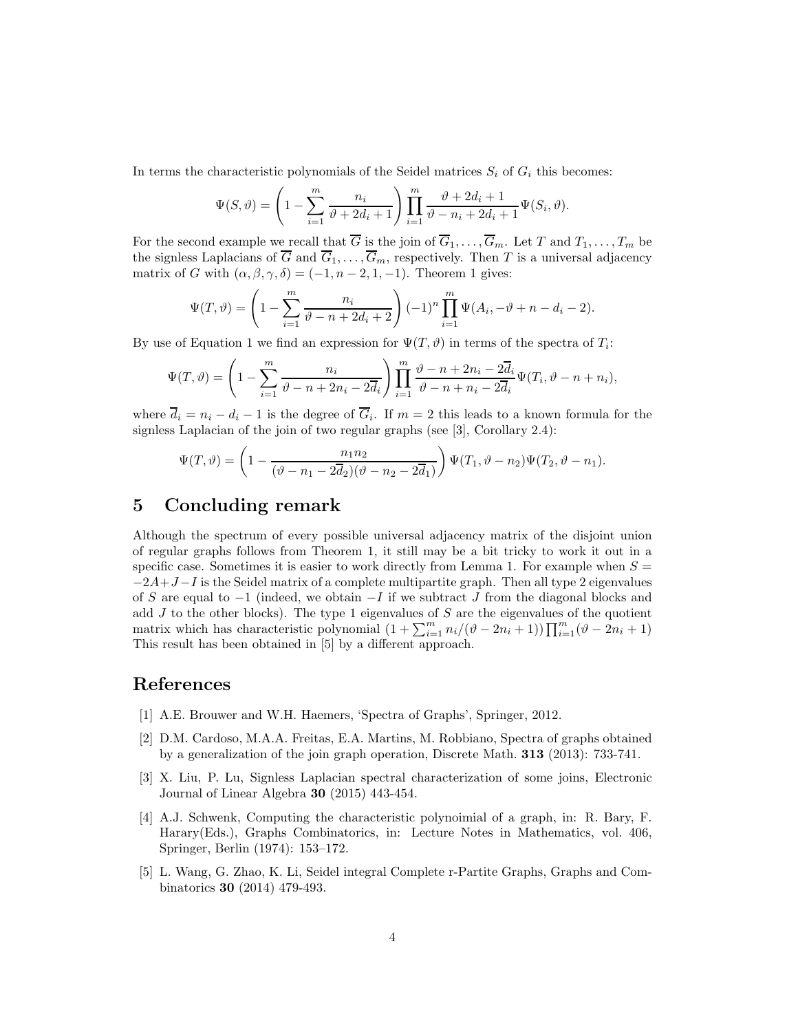In terms the characteristic polynomials of the Seidel matrices $S_i$ of $G_i$ this becomes:

$$\Psi(S,\vartheta) = \left(1 - \sum_{i=1}^{m} \frac{n_i}{\vartheta + 2d_i + 1}\right) \prod_{i=1}^{m} \frac{\vartheta + 2d_i + 1}{\vartheta - n_i + 2d_i + 1} \Psi(S_i, \vartheta).$$

For the second example we recall that $\overline{G}$ is the join of $\overline{G}_1, \ldots, \overline{G}_m$. Let $T$ and $T_1, \ldots, T_m$ be the signless Laplacians of $\overline{G}$ and $\overline{G}_1, \ldots, \overline{G}_m$, respectively. Then $T$ is a universal adjacency matrix of $G$ with $(\alpha, \beta, \gamma, \delta) = (-1, n-2, 1, -1)$. Theorem 1 gives:

$$\Psi(T,\vartheta) = \left(1 - \sum_{i=1}^{m} \frac{n_i}{\vartheta - n + 2d_i + 2}\right) (-1)^n \prod_{i=1}^{m} \Psi(A_i, -\vartheta + n - d_i - 2).$$

By use of Equation 1 we find an expression for $\Psi(T, \vartheta)$ in terms of the spectra of $T_i$:

$$\Psi(T,\vartheta) = \left(1 - \sum_{i=1}^{m} \frac{n_i}{\vartheta - n + 2n_i - 2\overline{d}_i}\right) \prod_{i=1}^{m} \frac{\vartheta - n + 2n_i - 2\overline{d}_i}{\vartheta - n + n_i - 2\overline{d}_i} \Psi(T_i, \vartheta - n + n_i),$$

where $\overline{d}_i = n_i - d_i - 1$ is the degree of $\overline{G}_i$. If $m = 2$ this leads to a known formula for the signless Laplacian of the join of two regular graphs (see [3], Corollary 2.4):

$$\Psi(T,\vartheta) = \left(1 - \frac{n_1 n_2}{(\vartheta - n_1 - 2\overline{d}_2)(\vartheta - n_2 - 2\overline{d}_1)}\right) \Psi(T_1, \vartheta - n_2) \Psi(T_2, \vartheta - n_1).$$

## 5 Concluding remark

Although the spectrum of every possible universal adjacency matrix of the disjoint union of regular graphs follows from Theorem 1, it still may be a bit tricky to work it out in a specific case. Sometimes it is easier to work directly from Lemma 1. For example when $S = -2A + J - I$ is the Seidel matrix of a complete multipartite graph. Then all type 2 eigenvalues of $S$ are equal to $-1$ (indeed, we obtain $-I$ if we subtract $J$ from the diagonal blocks and add $J$ to the other blocks). The type 1 eigenvalues of $S$ are the eigenvalues of the quotient matrix which has characteristic polynomial $(1 + \sum_{i=1}^{m} n_i/(\vartheta - 2n_i + 1)) \prod_{i=1}^{m} (\vartheta - 2n_i + 1)$ This result has been obtained in [5] by a different approach.

## References

[1] A.E. Brouwer and W.H. Haemers, 'Spectra of Graphs', Springer, 2012.

[2] D.M. Cardoso, M.A.A. Freitas, E.A. Martins, M. Robbiano, Spectra of graphs obtained by a generalization of the join graph operation, Discrete Math. **313** (2013): 733-741.

[3] X. Liu, P. Lu, Signless Laplacian spectral characterization of some joins, Electronic Journal of Linear Algebra **30** (2015) 443-454.

[4] A.J. Schwenk, Computing the characteristic polynoimial of a graph, in: R. Bary, F. Harary(Eds.), Graphs Combinatorics, in: Lecture Notes in Mathematics, vol. 406, Springer, Berlin (1974): 153–172.

[5] L. Wang, G. Zhao, K. Li, Seidel integral Complete r-Partite Graphs, Graphs and Combinatorics **30** (2014) 479-493.